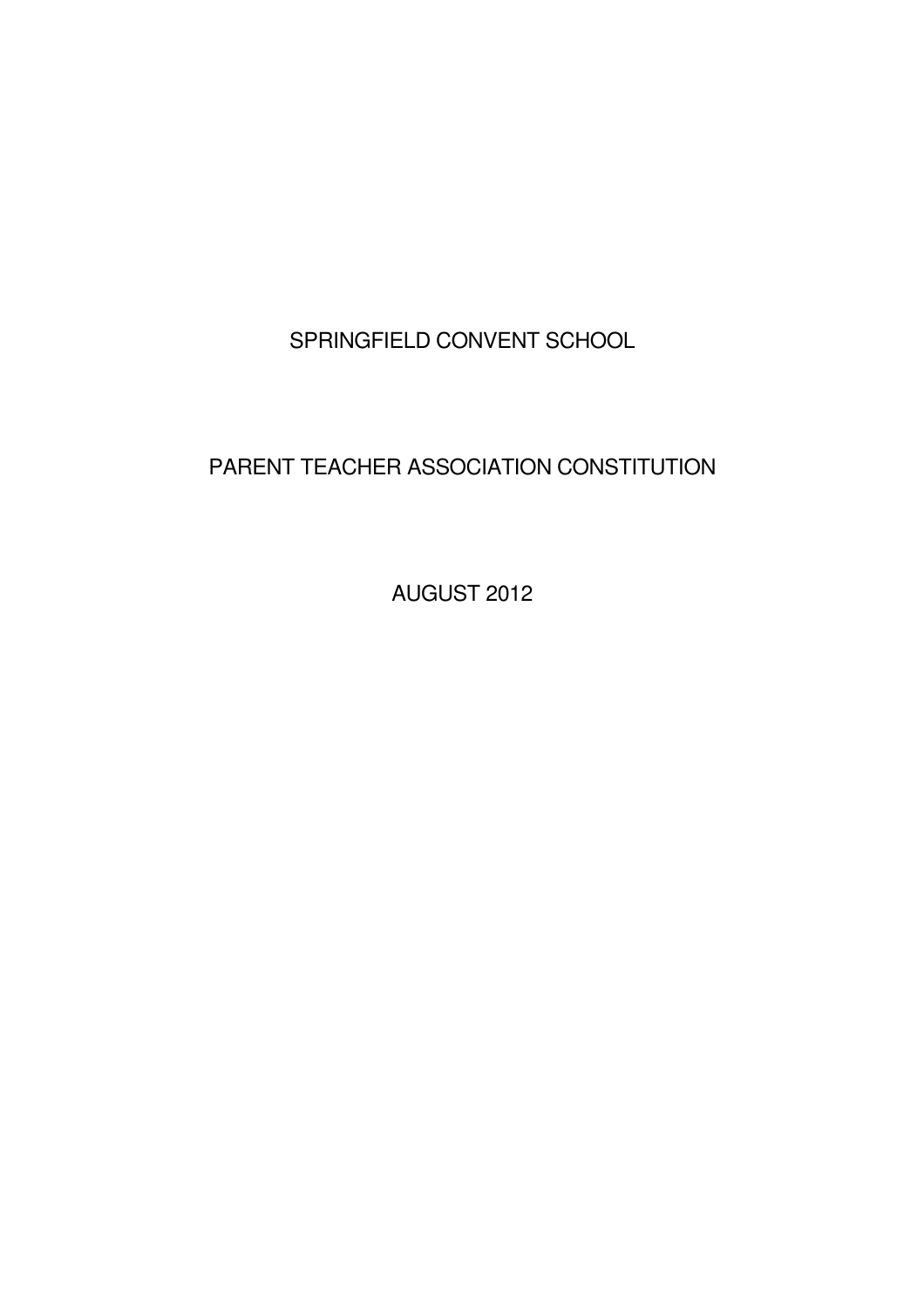# SPRINGFIELD CONVENT SCHOOL

## PARENT TEACHER ASSOCIATION CONSTITUTION

AUGUST 2012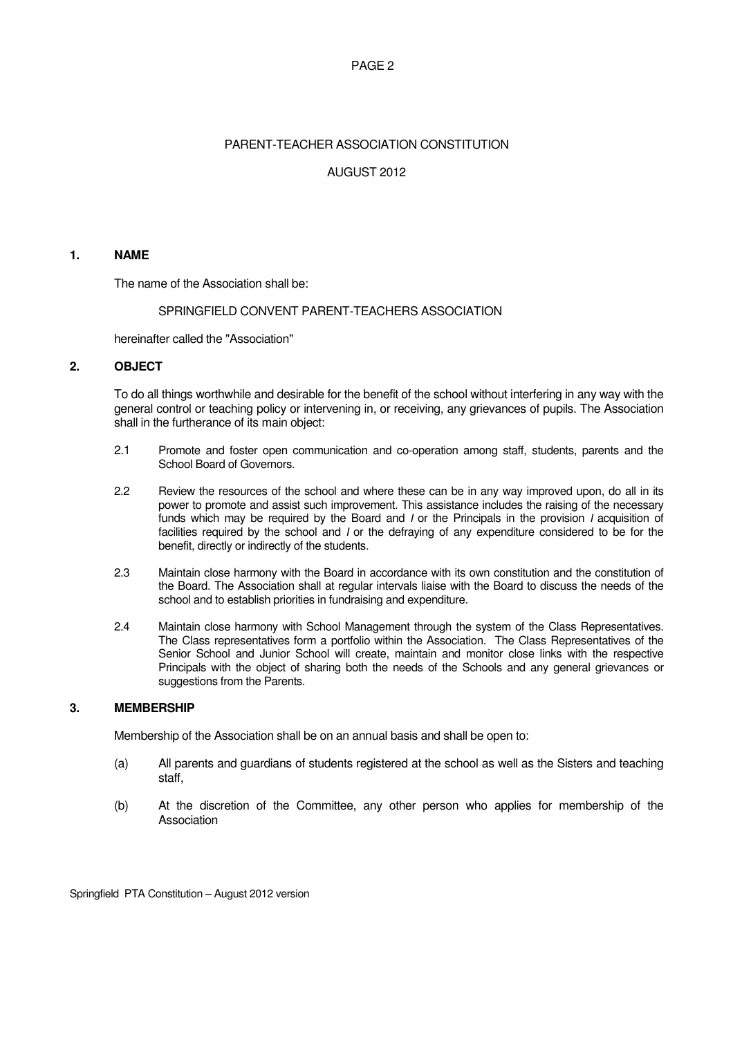# PARENT-TEACHER ASSOCIATION CONSTITUTION

AUGUST 2012

## 1. NAME

The name of the Association shall be:

SPRINGFIELD CONVENT PARENT-TEACHERS ASSOCIATION

hereinafter called the "Association"

## 2. OBJECT

To do all things worthwhile and desirable for the benefit of the school without interfering in any way with the general control or teaching policy or intervening in, or receiving, any grievances of pupils. The Association shall in the furtherance of its main object:

2.1 Promote and foster open communication and co-operation among staff, students, parents and the School Board of Governors.

2.2 Review the resources of the school and where these can be in any way improved upon, do all in its power to promote and assist such improvement. This assistance includes the raising of the necessary funds which may be required by the Board and / or the Principals in the provision / acquisition of facilities required by the school and / or the defraying of any expenditure considered to be for the benefit, directly or indirectly of the students.

2.3 Maintain close harmony with the Board in accordance with its own constitution and the constitution of the Board. The Association shall at regular intervals liaise with the Board to discuss the needs of the school and to establish priorities in fundraising and expenditure.

2.4 Maintain close harmony with School Management through the system of the Class Representatives. The Class representatives form a portfolio within the Association. The Class Representatives of the Senior School and Junior School will create, maintain and monitor close links with the respective Principals with the object of sharing both the needs of the Schools and any general grievances or suggestions from the Parents.

## 3. MEMBERSHIP

Membership of the Association shall be on an annual basis and shall be open to:

(a) All parents and guardians of students registered at the school as well as the Sisters and teaching staff,

(b) At the discretion of the Committee, any other person who applies for membership of the Association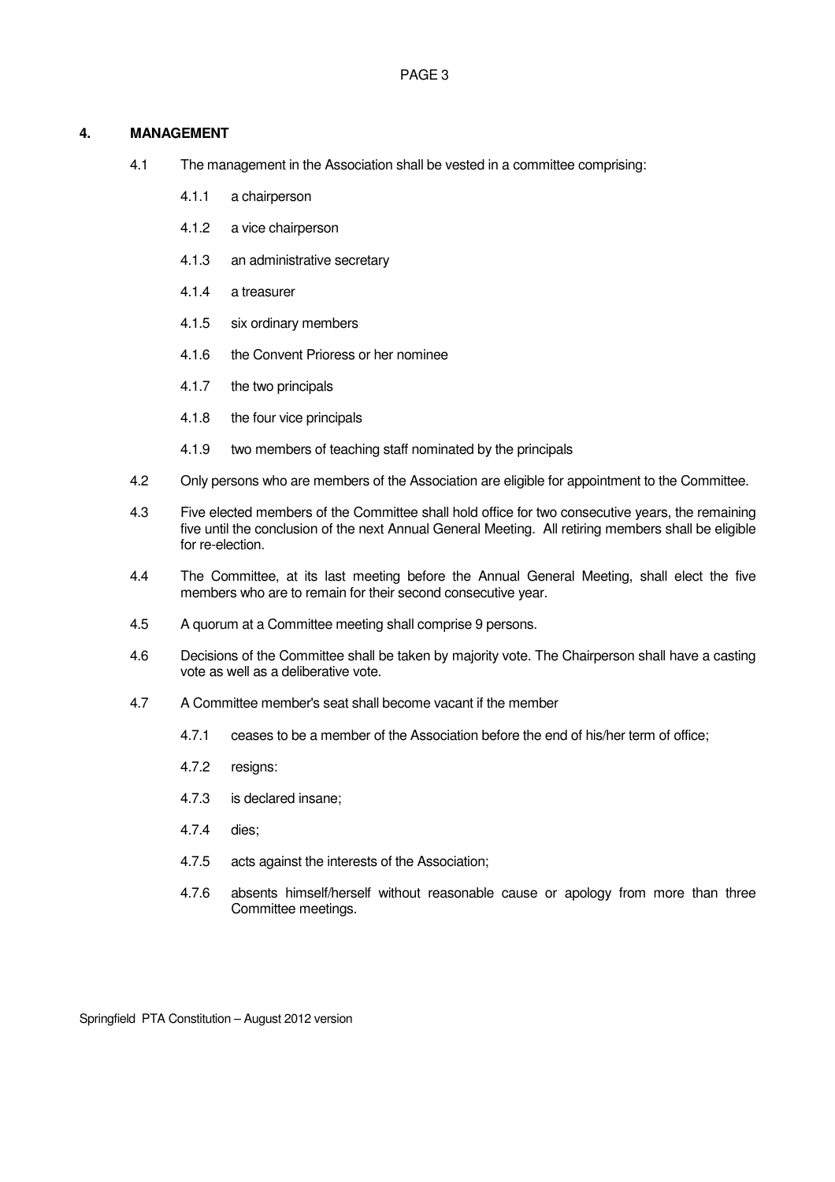## 4. MANAGEMENT

4.1 The management in the Association shall be vested in a committee comprising:

- 4.1.1 a chairperson
- 4.1.2 a vice chairperson
- 4.1.3 an administrative secretary
- 4.1.4 a treasurer
- 4.1.5 six ordinary members
- 4.1.6 the Convent Prioress or her nominee
- 4.1.7 the two principals
- 4.1.8 the four vice principals
- 4.1.9 two members of teaching staff nominated by the principals

4.2 Only persons who are members of the Association are eligible for appointment to the Committee.

4.3 Five elected members of the Committee shall hold office for two consecutive years, the remaining five until the conclusion of the next Annual General Meeting. All retiring members shall be eligible for re-election.

4.4 The Committee, at its last meeting before the Annual General Meeting, shall elect the five members who are to remain for their second consecutive year.

4.5 A quorum at a Committee meeting shall comprise 9 persons.

4.6 Decisions of the Committee shall be taken by majority vote. The Chairperson shall have a casting vote as well as a deliberative vote.

4.7 A Committee member's seat shall become vacant if the member

- 4.7.1 ceases to be a member of the Association before the end of his/her term of office;
- 4.7.2 resigns:
- 4.7.3 is declared insane;
- 4.7.4 dies;
- 4.7.5 acts against the interests of the Association;
- 4.7.6 absents himself/herself without reasonable cause or apology from more than three Committee meetings.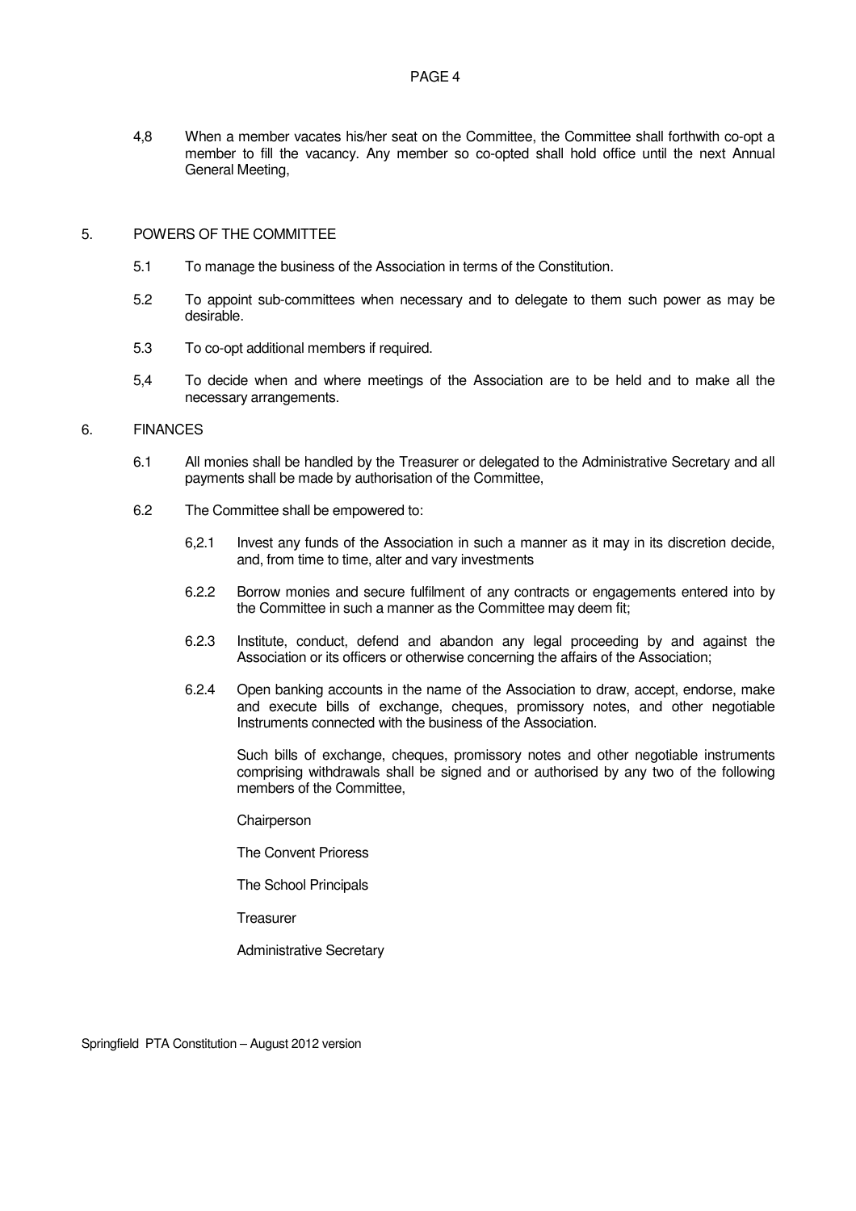4,8 When a member vacates his/her seat on the Committee, the Committee shall forthwith co-opt a member to fill the vacancy. Any member so co-opted shall hold office until the next Annual General Meeting,

## 5. POWERS OF THE COMMITTEE

5.1 To manage the business of the Association in terms of the Constitution.

5.2 To appoint sub-committees when necessary and to delegate to them such power as may be desirable.

5.3 To co-opt additional members if required.

5,4 To decide when and where meetings of the Association are to be held and to make all the necessary arrangements.

## 6. FINANCES

6.1 All monies shall be handled by the Treasurer or delegated to the Administrative Secretary and all payments shall be made by authorisation of the Committee,

6.2 The Committee shall be empowered to:

6,2.1 Invest any funds of the Association in such a manner as it may in its discretion decide, and, from time to time, alter and vary investments

6.2.2 Borrow monies and secure fulfilment of any contracts or engagements entered into by the Committee in such a manner as the Committee may deem fit;

6.2.3 Institute, conduct, defend and abandon any legal proceeding by and against the Association or its officers or otherwise concerning the affairs of the Association;

6.2.4 Open banking accounts in the name of the Association to draw, accept, endorse, make and execute bills of exchange, cheques, promissory notes, and other negotiable Instruments connected with the business of the Association.

Such bills of exchange, cheques, promissory notes and other negotiable instruments comprising withdrawals shall be signed and or authorised by any two of the following members of the Committee,

Chairperson

The Convent Prioress

The School Principals

Treasurer

Administrative Secretary

Springfield PTA Constitution – August 2012 version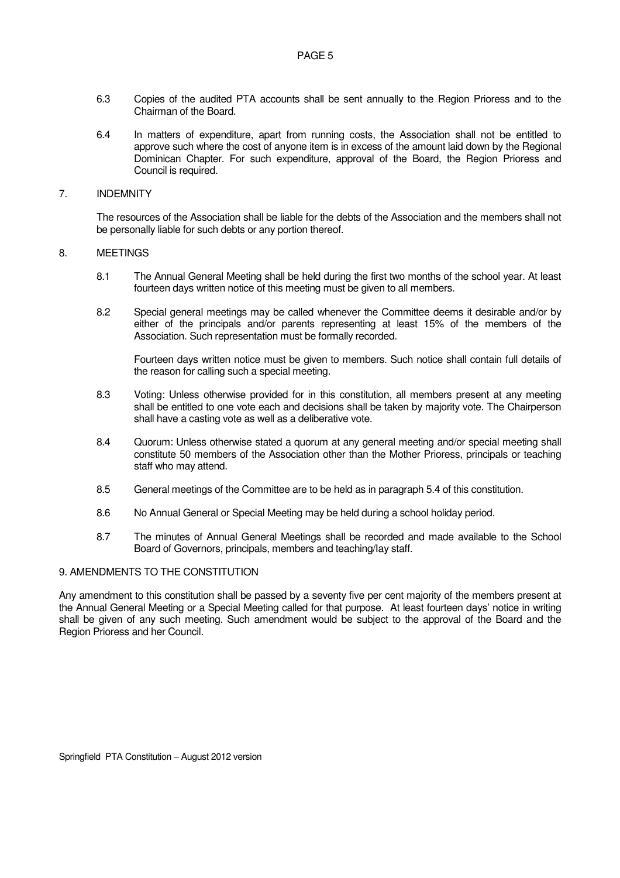6.3 Copies of the audited PTA accounts shall be sent annually to the Region Prioress and to the Chairman of the Board.

6.4 In matters of expenditure, apart from running costs, the Association shall not be entitled to approve such where the cost of anyone item is in excess of the amount laid down by the Regional Dominican Chapter. For such expenditure, approval of the Board, the Region Prioress and Council is required.

## 7. INDEMNITY

The resources of the Association shall be liable for the debts of the Association and the members shall not be personally liable for such debts or any portion thereof.

## 8. MEETINGS

8.1 The Annual General Meeting shall be held during the first two months of the school year. At least fourteen days written notice of this meeting must be given to all members.

8.2 Special general meetings may be called whenever the Committee deems it desirable and/or by either of the principals and/or parents representing at least 15% of the members of the Association. Such representation must be formally recorded.

Fourteen days written notice must be given to members. Such notice shall contain full details of the reason for calling such a special meeting.

8.3 Voting: Unless otherwise provided for in this constitution, all members present at any meeting shall be entitled to one vote each and decisions shall be taken by majority vote. The Chairperson shall have a casting vote as well as a deliberative vote.

8.4 Quorum: Unless otherwise stated a quorum at any general meeting and/or special meeting shall constitute 50 members of the Association other than the Mother Prioress, principals or teaching staff who may attend.

8.5 General meetings of the Committee are to be held as in paragraph 5.4 of this constitution.

8.6 No Annual General or Special Meeting may be held during a school holiday period.

8.7 The minutes of Annual General Meetings shall be recorded and made available to the School Board of Governors, principals, members and teaching/lay staff.

## 9. AMENDMENTS TO THE CONSTITUTION

Any amendment to this constitution shall be passed by a seventy five per cent majority of the members present at the Annual General Meeting or a Special Meeting called for that purpose. At least fourteen days' notice in writing shall be given of any such meeting. Such amendment would be subject to the approval of the Board and the Region Prioress and her Council.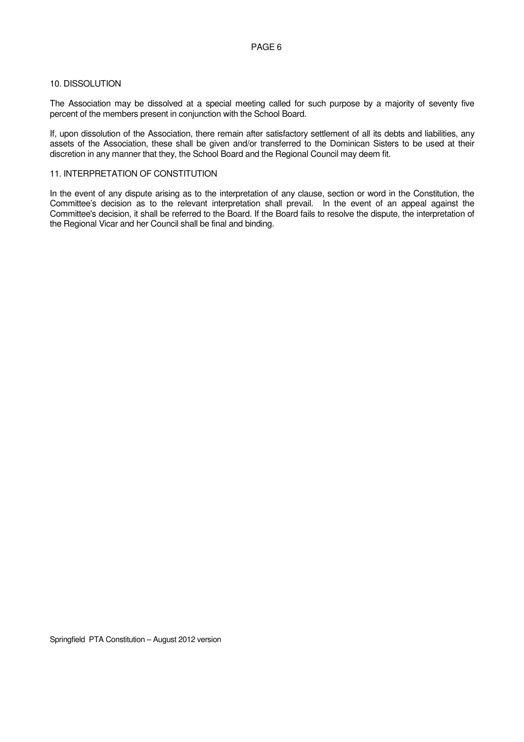## 10. DISSOLUTION

The Association may be dissolved at a special meeting called for such purpose by a majority of seventy five percent of the members present in conjunction with the School Board.

If, upon dissolution of the Association, there remain after satisfactory settlement of all its debts and liabilities, any assets of the Association, these shall be given and/or transferred to the Dominican Sisters to be used at their discretion in any manner that they, the School Board and the Regional Council may deem fit.

## 11. INTERPRETATION OF CONSTITUTION

In the event of any dispute arising as to the interpretation of any clause, section or word in the Constitution, the Committee's decision as to the relevant interpretation shall prevail. In the event of an appeal against the Committee's decision, it shall be referred to the Board. If the Board fails to resolve the dispute, the interpretation of the Regional Vicar and her Council shall be final and binding.